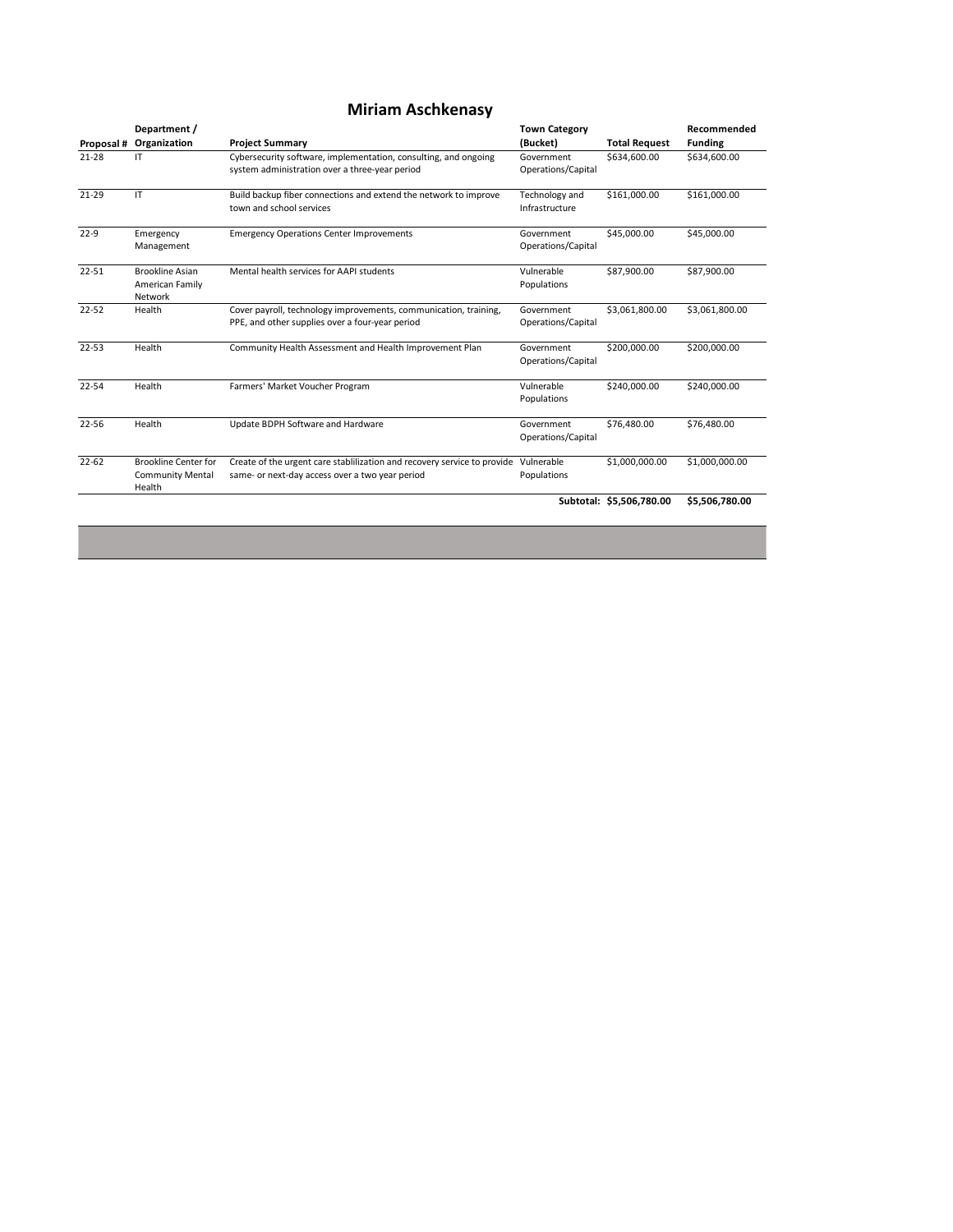# Miriam Aschkenasy

| Proposal # | Department / Organization | Project Summary | Town Category (Bucket) | Total Request | Recommended Funding |
|---|---|---|---|---|---|
| 21-28 | IT | Cybersecurity software, implementation, consulting, and ongoing system administration over a three-year period | Government Operations/Capital | $634,600.00 | $634,600.00 |
| 21-29 | IT | Build backup fiber connections and extend the network to improve town and school services | Technology and Infrastructure | $161,000.00 | $161,000.00 |
| 22-9 | Emergency Management | Emergency Operations Center Improvements | Government Operations/Capital | $45,000.00 | $45,000.00 |
| 22-51 | Brookline Asian American Family Network | Mental health services for AAPI students | Vulnerable Populations | $87,900.00 | $87,900.00 |
| 22-52 | Health | Cover payroll, technology improvements, communication, training, PPE, and other supplies over a four-year period | Government Operations/Capital | $3,061,800.00 | $3,061,800.00 |
| 22-53 | Health | Community Health Assessment and Health Improvement Plan | Government Operations/Capital | $200,000.00 | $200,000.00 |
| 22-54 | Health | Farmers' Market Voucher Program | Vulnerable Populations | $240,000.00 | $240,000.00 |
| 22-56 | Health | Update BDPH Software and Hardware | Government Operations/Capital | $76,480.00 | $76,480.00 |
| 22-62 | Brookline Center for Community Mental Health | Create of the urgent care stablilization and recovery service to provide same- or next-day access over a two year period | Vulnerable Populations | $1,000,000.00 | $1,000,000.00 |
| | | | Subtotal: | $5,506,780.00 | $5,506,780.00 |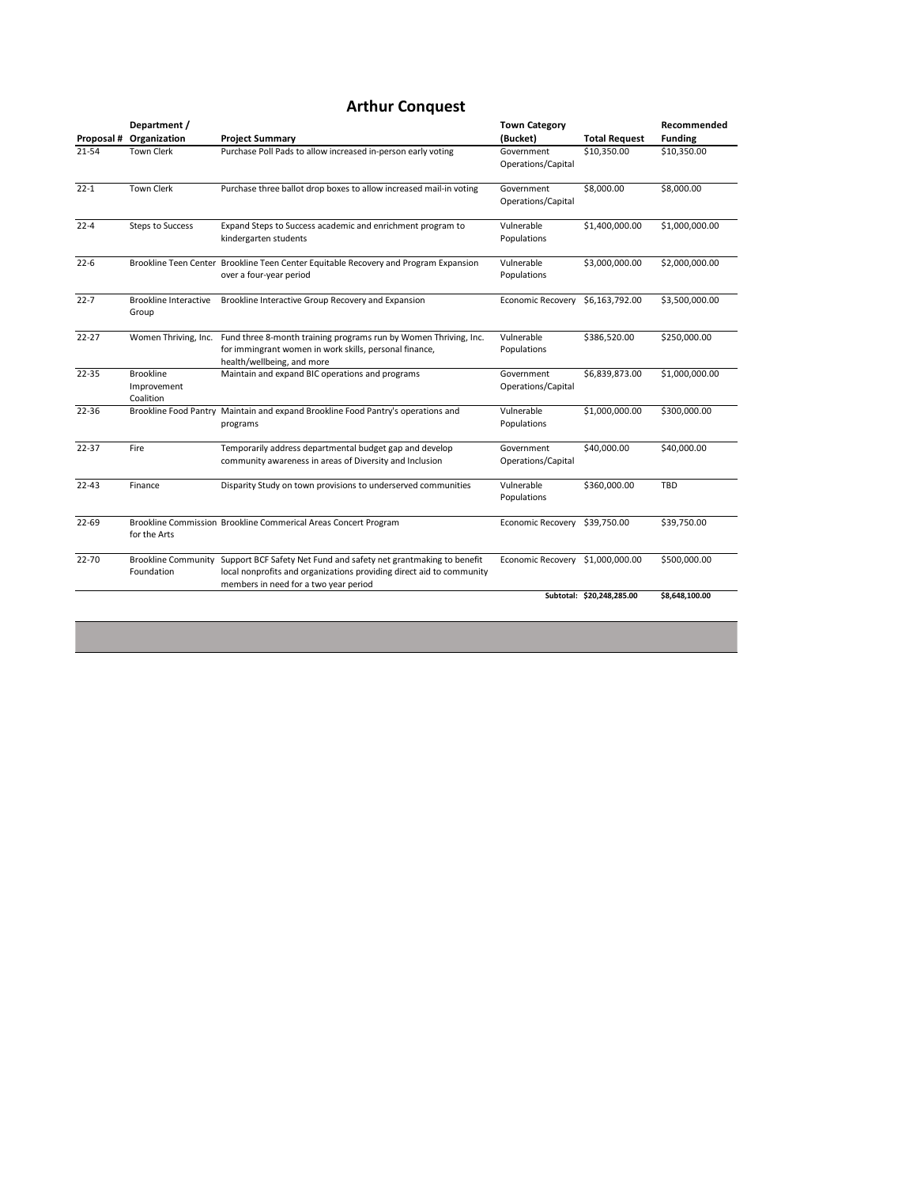# Arthur Conquest

| Proposal # | Department / Organization | Project Summary | Town Category (Bucket) | Total Request | Recommended Funding |
|---|---|---|---|---|---|
| 21-54 | Town Clerk | Purchase Poll Pads to allow increased in-person early voting | Government Operations/Capital | $10,350.00 | $10,350.00 |
| 22-1 | Town Clerk | Purchase three ballot drop boxes to allow increased mail-in voting | Government Operations/Capital | $8,000.00 | $8,000.00 |
| 22-4 | Steps to Success | Expand Steps to Success academic and enrichment program to kindergarten students | Vulnerable Populations | $1,400,000.00 | $1,000,000.00 |
| 22-6 | Brookline Teen Center | Brookline Teen Center Equitable Recovery and Program Expansion over a four-year period | Vulnerable Populations | $3,000,000.00 | $2,000,000.00 |
| 22-7 | Brookline Interactive Group | Brookline Interactive Group Recovery and Expansion | Economic Recovery | $6,163,792.00 | $3,500,000.00 |
| 22-27 | Women Thriving, Inc. | Fund three 8-month training programs run by Women Thriving, Inc. for immingrant women in work skills, personal finance, health/wellbeing, and more | Vulnerable Populations | $386,520.00 | $250,000.00 |
| 22-35 | Brookline Improvement Coalition | Maintain and expand BIC operations and programs | Government Operations/Capital | $6,839,873.00 | $1,000,000.00 |
| 22-36 | Brookline Food Pantry | Maintain and expand Brookline Food Pantry's operations and programs | Vulnerable Populations | $1,000,000.00 | $300,000.00 |
| 22-37 | Fire | Temporarily address departmental budget gap and develop community awareness in areas of Diversity and Inclusion | Government Operations/Capital | $40,000.00 | $40,000.00 |
| 22-43 | Finance | Disparity Study on town provisions to underserved communities | Vulnerable Populations | $360,000.00 | TBD |
| 22-69 | Brookline Commission for the Arts | Brookline Commerical Areas Concert Program | Economic Recovery | $39,750.00 | $39,750.00 |
| 22-70 | Brookline Community Foundation | Support BCF Safety Net Fund and safety net grantmaking to benefit local nonprofits and organizations providing direct aid to community members in need for a two year period | Economic Recovery | $1,000,000.00 | $500,000.00 |
| | | | | **Subtotal: $20,248,285.00** | **$8,648,100.00** |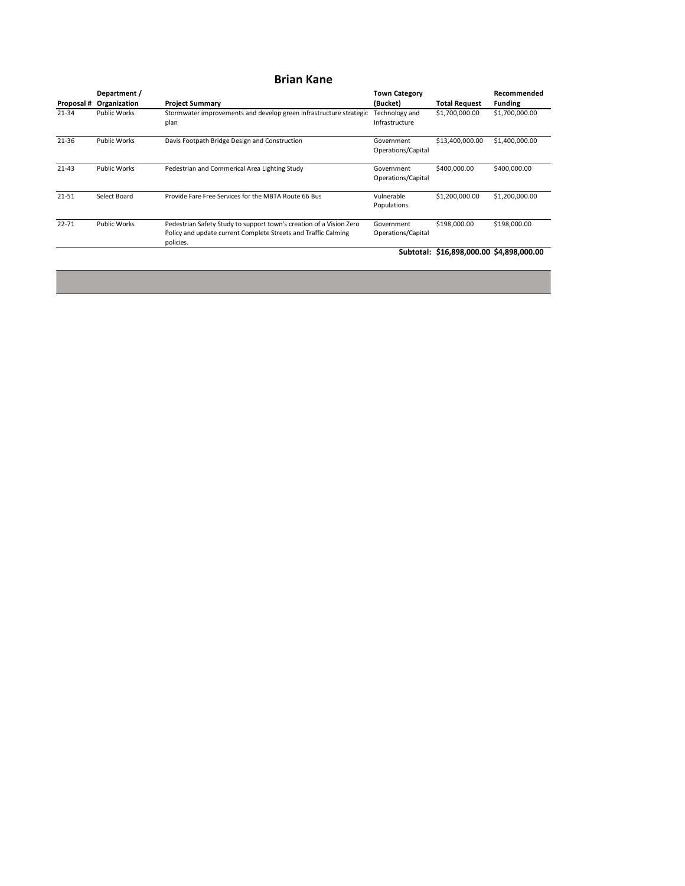## Brian Kane

| Proposal # | Department / Organization | Project Summary | Town Category (Bucket) | Total Request | Recommended Funding |
|---|---|---|---|---|---|
| 21-34 | Public Works | Stormwater improvements and develop green infrastructure strategic plan | Technology and Infrastructure | $1,700,000.00 | $1,700,000.00 |
| 21-36 | Public Works | Davis Footpath Bridge Design and Construction | Government Operations/Capital | $13,400,000.00 | $1,400,000.00 |
| 21-43 | Public Works | Pedestrian and Commerical Area Lighting Study | Government Operations/Capital | $400,000.00 | $400,000.00 |
| 21-51 | Select Board | Provide Fare Free Services for the MBTA Route 66 Bus | Vulnerable Populations | $1,200,000.00 | $1,200,000.00 |
| 22-71 | Public Works | Pedestrian Safety Study to support town's creation of a Vision Zero Policy and update current Complete Streets and Traffic Calming policies. | Government Operations/Capital | $198,000.00 | $198,000.00 |
| | | | **Subtotal:** | **$16,898,000.00** | **$4,898,000.00** |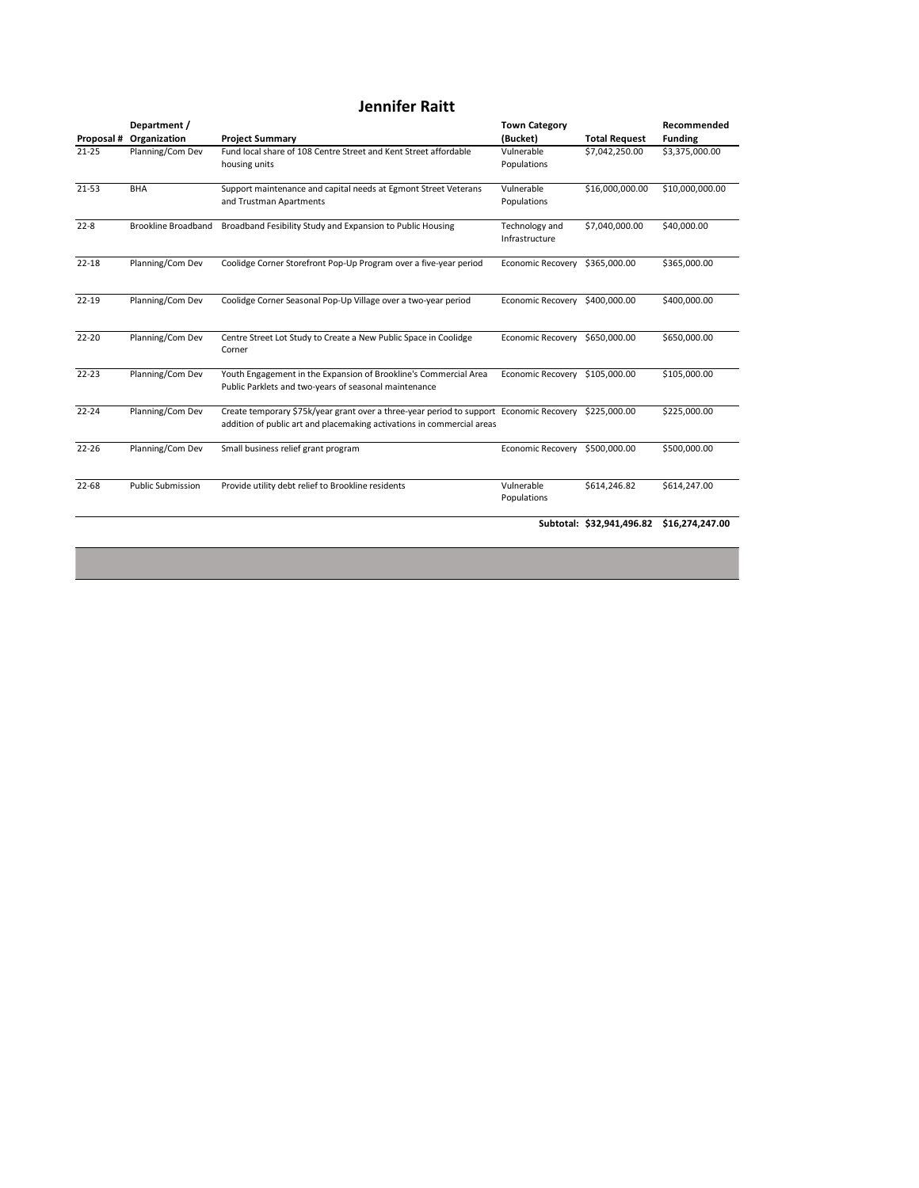# Jennifer Raitt

| Proposal # | Department / Organization | Project Summary | Town Category (Bucket) | Total Request | Recommended Funding |
|---|---|---|---|---|---|
| 21-25 | Planning/Com Dev | Fund local share of 108 Centre Street and Kent Street affordable housing units | Vulnerable Populations | $7,042,250.00 | $3,375,000.00 |
| 21-53 | BHA | Support maintenance and capital needs at Egmont Street Veterans and Trustman Apartments | Vulnerable Populations | $16,000,000.00 | $10,000,000.00 |
| 22-8 | Brookline Broadband | Broadband Fesibility Study and Expansion to Public Housing | Technology and Infrastructure | $7,040,000.00 | $40,000.00 |
| 22-18 | Planning/Com Dev | Coolidge Corner Storefront Pop-Up Program over a five-year period | Economic Recovery | $365,000.00 | $365,000.00 |
| 22-19 | Planning/Com Dev | Coolidge Corner Seasonal Pop-Up Village over a two-year period | Economic Recovery | $400,000.00 | $400,000.00 |
| 22-20 | Planning/Com Dev | Centre Street Lot Study to Create a New Public Space in Coolidge Corner | Economic Recovery | $650,000.00 | $650,000.00 |
| 22-23 | Planning/Com Dev | Youth Engagement in the Expansion of Brookline's Commercial Area Public Parklets and two-years of seasonal maintenance | Economic Recovery | $105,000.00 | $105,000.00 |
| 22-24 | Planning/Com Dev | Create temporary $75k/year grant over a three-year period to support addition of public art and placemaking activations in commercial areas | Economic Recovery | $225,000.00 | $225,000.00 |
| 22-26 | Planning/Com Dev | Small business relief grant program | Economic Recovery | $500,000.00 | $500,000.00 |
| 22-68 | Public Submission | Provide utility debt relief to Brookline residents | Vulnerable Populations | $614,246.82 | $614,247.00 |
| | | | | **Subtotal: $32,941,496.82** | **$16,274,247.00** |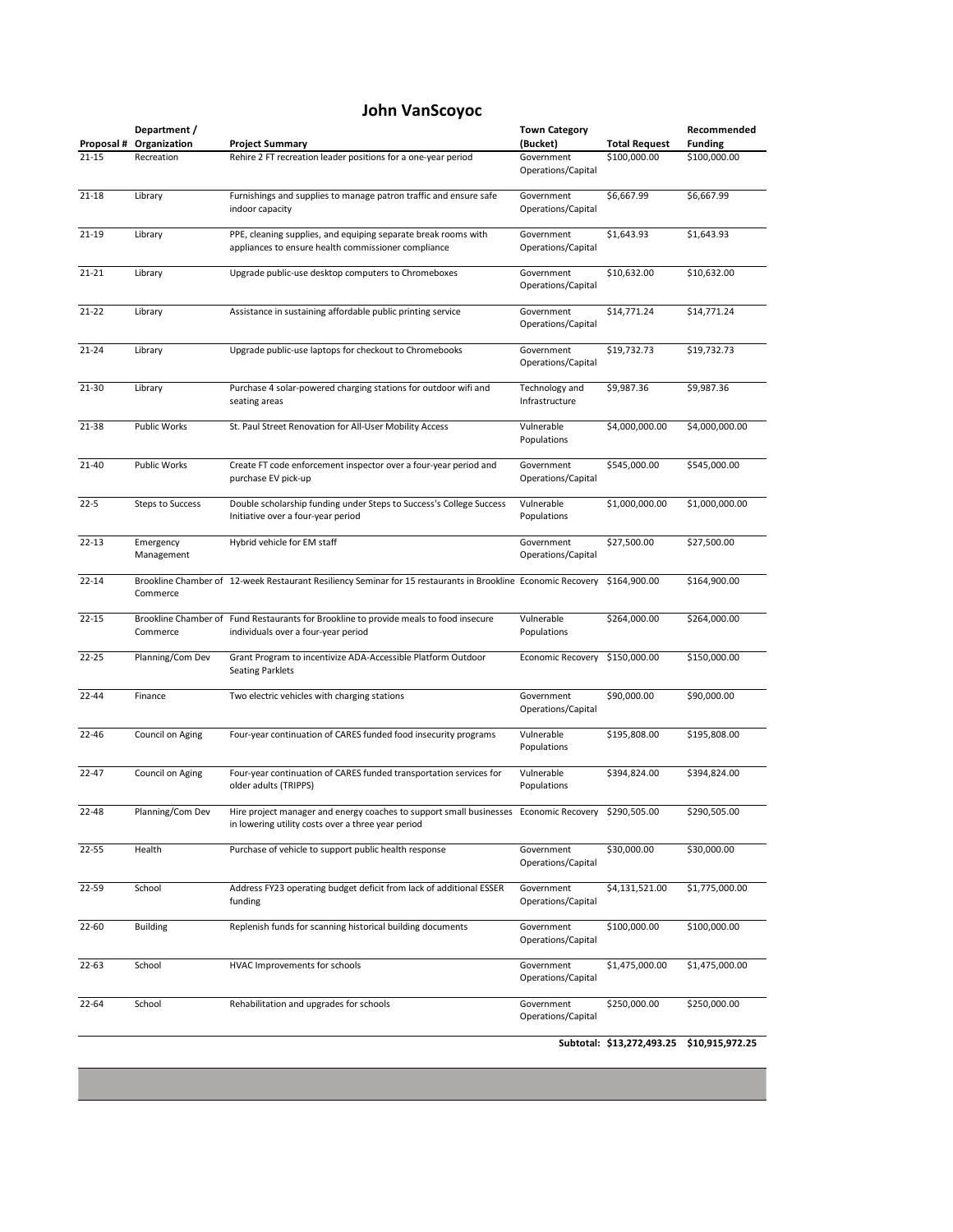# John VanScoyoc

| Proposal # | Department / Organization | Project Summary | Town Category (Bucket) | Total Request | Recommended Funding |
|---|---|---|---|---|---|
| 21-15 | Recreation | Rehire 2 FT recreation leader positions for a one-year period | Government Operations/Capital | $100,000.00 | $100,000.00 |
| 21-18 | Library | Furnishings and supplies to manage patron traffic and ensure safe indoor capacity | Government Operations/Capital | $6,667.99 | $6,667.99 |
| 21-19 | Library | PPE, cleaning supplies, and equiping separate break rooms with appliances to ensure health commissioner compliance | Government Operations/Capital | $1,643.93 | $1,643.93 |
| 21-21 | Library | Upgrade public-use desktop computers to Chromeboxes | Government Operations/Capital | $10,632.00 | $10,632.00 |
| 21-22 | Library | Assistance in sustaining affordable public printing service | Government Operations/Capital | $14,771.24 | $14,771.24 |
| 21-24 | Library | Upgrade public-use laptops for checkout to Chromebooks | Government Operations/Capital | $19,732.73 | $19,732.73 |
| 21-30 | Library | Purchase 4 solar-powered charging stations for outdoor wifi and seating areas | Technology and Infrastructure | $9,987.36 | $9,987.36 |
| 21-38 | Public Works | St. Paul Street Renovation for All-User Mobility Access | Vulnerable Populations | $4,000,000.00 | $4,000,000.00 |
| 21-40 | Public Works | Create FT code enforcement inspector over a four-year period and purchase EV pick-up | Government Operations/Capital | $545,000.00 | $545,000.00 |
| 22-5 | Steps to Success | Double scholarship funding under Steps to Success's College Success Initiative over a four-year period | Vulnerable Populations | $1,000,000.00 | $1,000,000.00 |
| 22-13 | Emergency Management | Hybrid vehicle for EM staff | Government Operations/Capital | $27,500.00 | $27,500.00 |
| 22-14 | Brookline Chamber of Commerce | 12-week Restaurant Resiliency Seminar for 15 restaurants in Brookline | Economic Recovery | $164,900.00 | $164,900.00 |
| 22-15 | Brookline Chamber of Commerce | Fund Restaurants for Brookline to provide meals to food insecure individuals over a four-year period | Vulnerable Populations | $264,000.00 | $264,000.00 |
| 22-25 | Planning/Com Dev | Grant Program to incentivize ADA-Accessible Platform Outdoor Seating Parklets | Economic Recovery | $150,000.00 | $150,000.00 |
| 22-44 | Finance | Two electric vehicles with charging stations | Government Operations/Capital | $90,000.00 | $90,000.00 |
| 22-46 | Council on Aging | Four-year continuation of CARES funded food insecurity programs | Vulnerable Populations | $195,808.00 | $195,808.00 |
| 22-47 | Council on Aging | Four-year continuation of CARES funded transportation services for older adults (TRIPPS) | Vulnerable Populations | $394,824.00 | $394,824.00 |
| 22-48 | Planning/Com Dev | Hire project manager and energy coaches to support small businesses in lowering utility costs over a three year period | Economic Recovery | $290,505.00 | $290,505.00 |
| 22-55 | Health | Purchase of vehicle to support public health response | Government Operations/Capital | $30,000.00 | $30,000.00 |
| 22-59 | School | Address FY23 operating budget deficit from lack of additional ESSER funding | Government Operations/Capital | $4,131,521.00 | $1,775,000.00 |
| 22-60 | Building | Replenish funds for scanning historical building documents | Government Operations/Capital | $100,000.00 | $100,000.00 |
| 22-63 | School | HVAC Improvements for schools | Government Operations/Capital | $1,475,000.00 | $1,475,000.00 |
| 22-64 | School | Rehabilitation and upgrades for schools | Government Operations/Capital | $250,000.00 | $250,000.00 |
| | | | **Subtotal:** | **$13,272,493.25** | **$10,915,972.25** |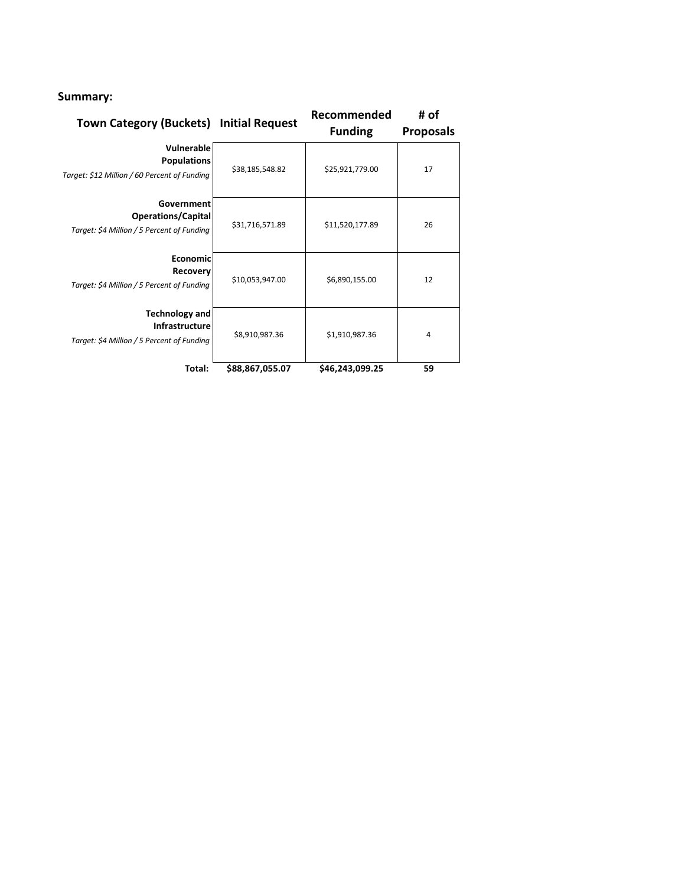## Summary:

| Town Category (Buckets) | Initial Request | Recommended Funding | # of Proposals |
|---|---|---|---|
| **Vulnerable Populations** *Target: $12 Million / 60 Percent of Funding* | $38,185,548.82 | $25,921,779.00 | 17 |
| **Government Operations/Capital** *Target: $4 Million / 5 Percent of Funding* | $31,716,571.89 | $11,520,177.89 | 26 |
| **Economic Recovery** *Target: $4 Million / 5 Percent of Funding* | $10,053,947.00 | $6,890,155.00 | 12 |
| **Technology and Infrastructure** *Target: $4 Million / 5 Percent of Funding* | $8,910,987.36 | $1,910,987.36 | 4 |
| **Total:** | **$88,867,055.07** | **$46,243,099.25** | **59** |